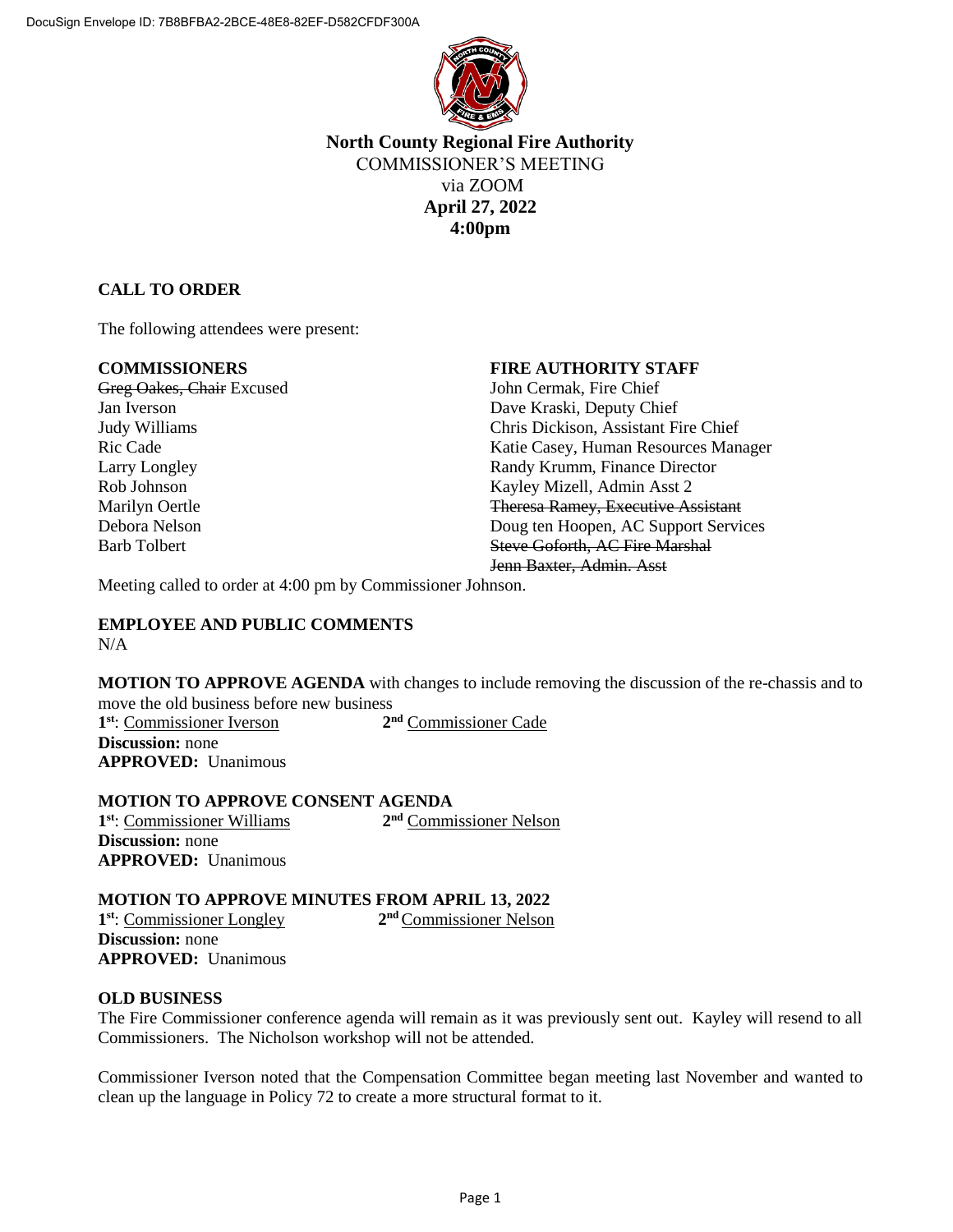DocuSign Envelope ID: 7B8BFBA2-2BCE-48E8-82EF-D582CFDF300A

**North County Regional Fire Authority**
COMMISSIONER'S MEETING
via ZOOM
**April 27, 2022**
**4:00pm**

## CALL TO ORDER

The following attendees were present:

| **COMMISSIONERS** | **FIRE AUTHORITY STAFF** |
|---|---|
| ~~Greg Oakes, Chair~~ Excused | John Cermak, Fire Chief |
| Jan Iverson | Dave Kraski, Deputy Chief |
| Judy Williams | Chris Dickison, Assistant Fire Chief |
| Ric Cade | Katie Casey, Human Resources Manager |
| Larry Longley | Randy Krumm, Finance Director |
| Rob Johnson | Kayley Mizell, Admin Asst 2 |
| Marilyn Oertle | ~~Theresa Ramey, Executive Assistant~~ |
| Debora Nelson | Doug ten Hoopen, AC Support Services |
| Barb Tolbert | ~~Steve Goforth, AC Fire Marshal~~ |
| | ~~Jenn Baxter, Admin. Asst~~ |

Meeting called to order at 4:00 pm by Commissioner Johnson.

## EMPLOYEE AND PUBLIC COMMENTS

N/A

**MOTION TO APPROVE AGENDA** with changes to include removing the discussion of the re-chassis and to move the old business before new business
**1st**: Commissioner Iverson **2nd** Commissioner Cade
**Discussion:** none
**APPROVED:** Unanimous

**MOTION TO APPROVE CONSENT AGENDA**
**1st**: Commissioner Williams **2nd** Commissioner Nelson
**Discussion:** none
**APPROVED:** Unanimous

**MOTION TO APPROVE MINUTES FROM APRIL 13, 2022**
**1st**: Commissioner Longley **2nd** Commissioner Nelson
**Discussion:** none
**APPROVED:** Unanimous

## OLD BUSINESS

The Fire Commissioner conference agenda will remain as it was previously sent out. Kayley will resend to all Commissioners. The Nicholson workshop will not be attended.

Commissioner Iverson noted that the Compensation Committee began meeting last November and wanted to clean up the language in Policy 72 to create a more structural format to it.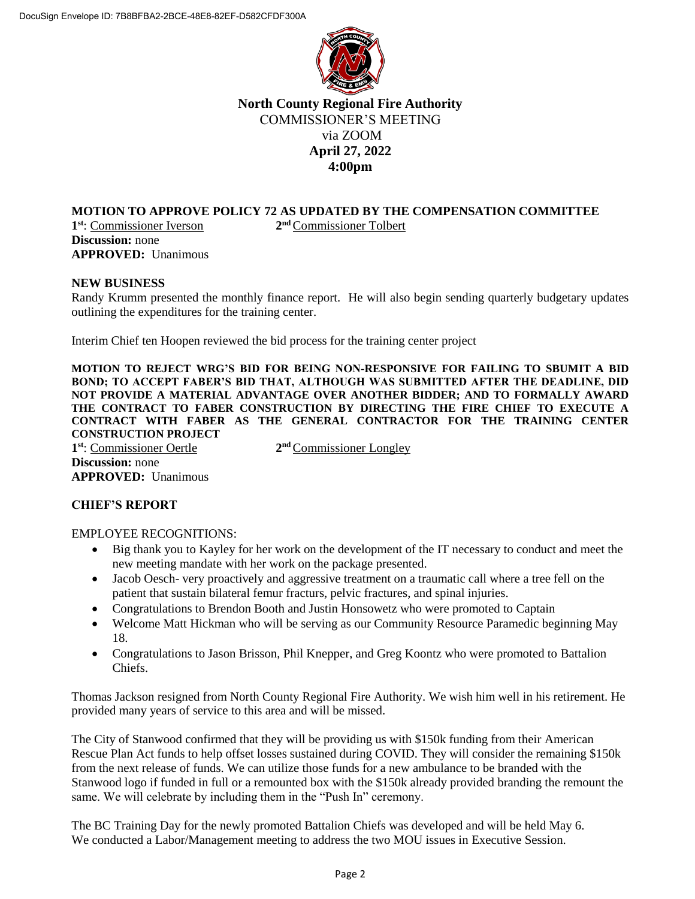DocuSign Envelope ID: 7B8BFBA2-2BCE-48E8-82EF-D582CFDF300A

**North County Regional Fire Authority**
COMMISSIONER'S MEETING
via ZOOM
**April 27, 2022**
**4:00pm**

**MOTION TO APPROVE POLICY 72 AS UPDATED BY THE COMPENSATION COMMITTEE**
**1st**: Commissioner Iverson **2nd** Commissioner Tolbert
**Discussion:** none
**APPROVED:** Unanimous

**NEW BUSINESS**

Randy Krumm presented the monthly finance report. He will also begin sending quarterly budgetary updates outlining the expenditures for the training center.

Interim Chief ten Hoopen reviewed the bid process for the training center project

**MOTION TO REJECT WRG'S BID FOR BEING NON-RESPONSIVE FOR FAILING TO SBUMIT A BID BOND; TO ACCEPT FABER'S BID THAT, ALTHOUGH WAS SUBMITTED AFTER THE DEADLINE, DID NOT PROVIDE A MATERIAL ADVANTAGE OVER ANOTHER BIDDER; AND TO FORMALLY AWARD THE CONTRACT TO FABER CONSTRUCTION BY DIRECTING THE FIRE CHIEF TO EXECUTE A CONTRACT WITH FABER AS THE GENERAL CONTRACTOR FOR THE TRAINING CENTER CONSTRUCTION PROJECT**
**1st**: Commissioner Oertle **2nd** Commissioner Longley
**Discussion:** none
**APPROVED:** Unanimous

**CHIEF'S REPORT**

EMPLOYEE RECOGNITIONS:

- Big thank you to Kayley for her work on the development of the IT necessary to conduct and meet the new meeting mandate with her work on the package presented.
- Jacob Oesch- very proactively and aggressive treatment on a traumatic call where a tree fell on the patient that sustain bilateral femur fracturs, pelvic fractures, and spinal injuries.
- Congratulations to Brendon Booth and Justin Honsowetz who were promoted to Captain
- Welcome Matt Hickman who will be serving as our Community Resource Paramedic beginning May 18.
- Congratulations to Jason Brisson, Phil Knepper, and Greg Koontz who were promoted to Battalion Chiefs.

Thomas Jackson resigned from North County Regional Fire Authority. We wish him well in his retirement. He provided many years of service to this area and will be missed.

The City of Stanwood confirmed that they will be providing us with $150k funding from their American Rescue Plan Act funds to help offset losses sustained during COVID. They will consider the remaining $150k from the next release of funds. We can utilize those funds for a new ambulance to be branded with the Stanwood logo if funded in full or a remounted box with the $150k already provided branding the remount the same. We will celebrate by including them in the "Push In" ceremony.

The BC Training Day for the newly promoted Battalion Chiefs was developed and will be held May 6.
We conducted a Labor/Management meeting to address the two MOU issues in Executive Session.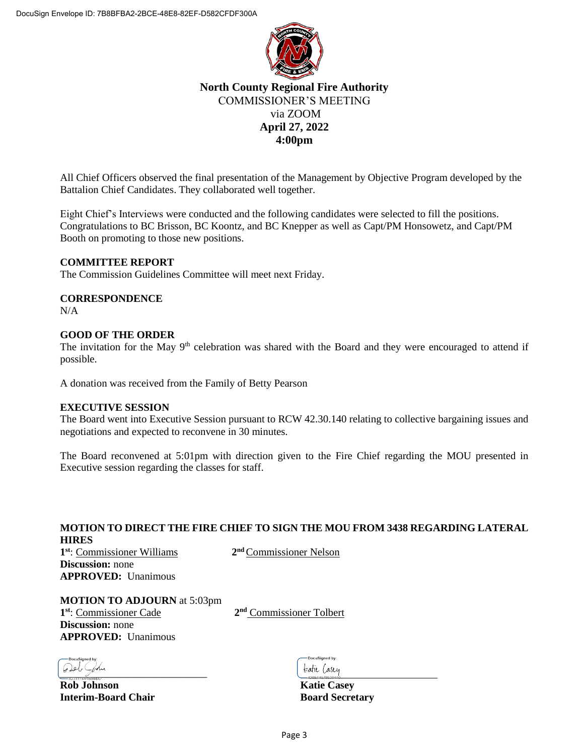**North County Regional Fire Authority**
COMMISSIONER'S MEETING
via ZOOM
**April 27, 2022**
**4:00pm**

All Chief Officers observed the final presentation of the Management by Objective Program developed by the Battalion Chief Candidates. They collaborated well together.

Eight Chief's Interviews were conducted and the following candidates were selected to fill the positions. Congratulations to BC Brisson, BC Koontz, and BC Knepper as well as Capt/PM Honsowetz, and Capt/PM Booth on promoting to those new positions.

**COMMITTEE REPORT**

The Commission Guidelines Committee will meet next Friday.

**CORRESPONDENCE**

N/A

**GOOD OF THE ORDER**

The invitation for the May 9th celebration was shared with the Board and they were encouraged to attend if possible.

A donation was received from the Family of Betty Pearson

**EXECUTIVE SESSION**

The Board went into Executive Session pursuant to RCW 42.30.140 relating to collective bargaining issues and negotiations and expected to reconvene in 30 minutes.

The Board reconvened at 5:01pm with direction given to the Fire Chief regarding the MOU presented in Executive session regarding the classes for staff.

**MOTION TO DIRECT THE FIRE CHIEF TO SIGN THE MOU FROM 3438 REGARDING LATERAL HIRES**

**1st**: Commissioner Williams **2nd** Commissioner Nelson
**Discussion:** none
**APPROVED:** Unanimous

**MOTION TO ADJOURN** at 5:03pm

**1st**: Commissioner Cade **2nd** Commissioner Tolbert
**Discussion:** none
**APPROVED:** Unanimous

**Rob Johnson**
**Interim-Board Chair**

**Katie Casey**
**Board Secretary**